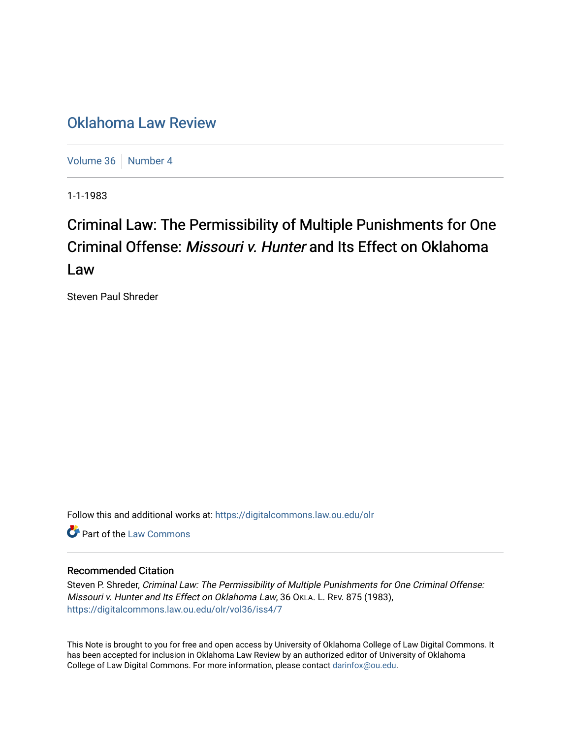# Oklahoma Law Review

Volume 36 | Number 4

1-1-1983

## Criminal Law: The Permissibility of Multiple Punishments for One Criminal Offense: *Missouri v. Hunter* and Its Effect on Oklahoma Law

Steven Paul Shreder

Follow this and additional works at: https://digitalcommons.law.ou.edu/olr

Part of the Law Commons

### Recommended Citation

Steven P. Shreder, *Criminal Law: The Permissibility of Multiple Punishments for One Criminal Offense: Missouri v. Hunter and Its Effect on Oklahoma Law*, 36 OKLA. L. REV. 875 (1983), https://digitalcommons.law.ou.edu/olr/vol36/iss4/7

This Note is brought to you for free and open access by University of Oklahoma College of Law Digital Commons. It has been accepted for inclusion in Oklahoma Law Review by an authorized editor of University of Oklahoma College of Law Digital Commons. For more information, please contact darinfox@ou.edu.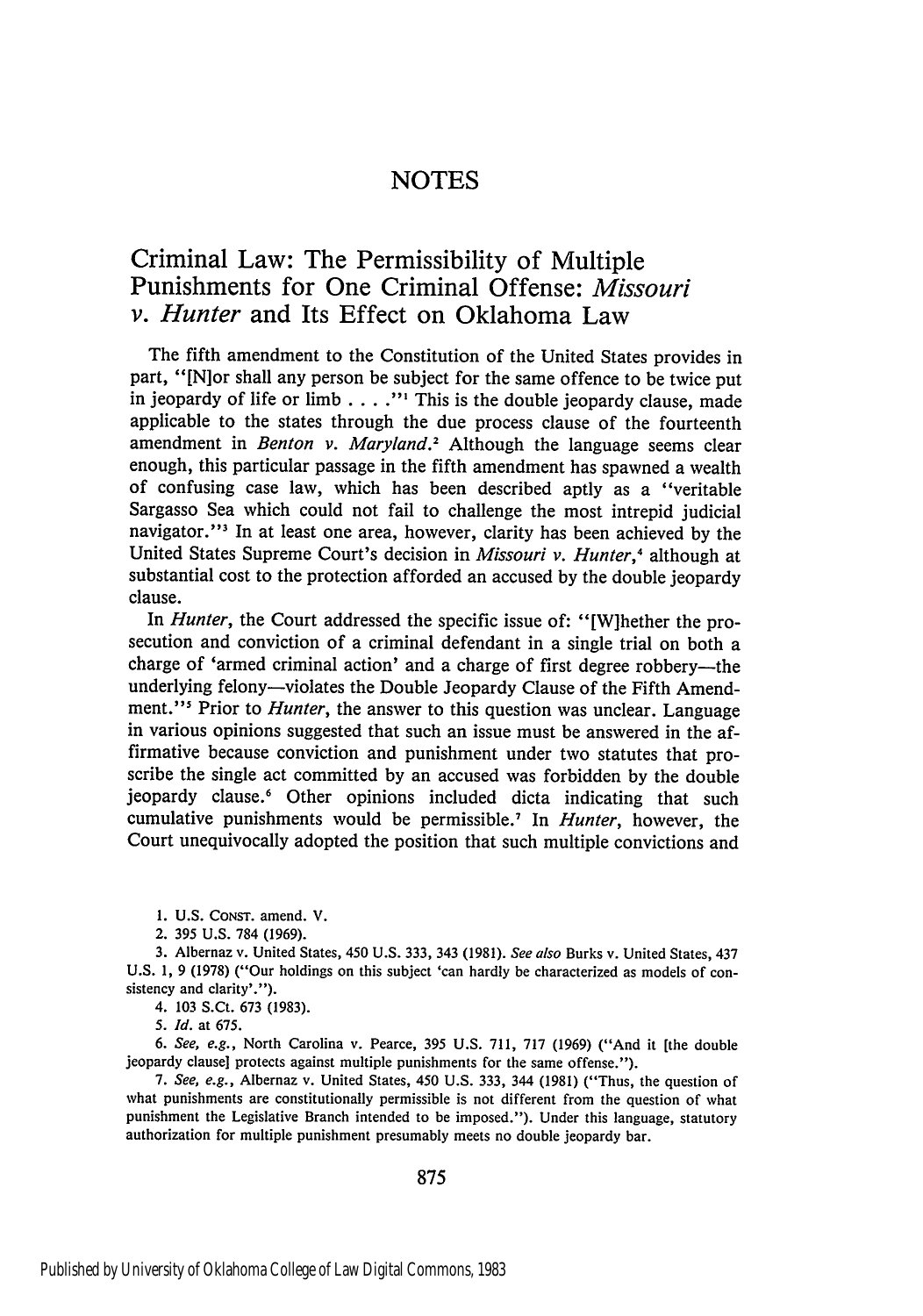# NOTES

## Criminal Law: The Permissibility of Multiple Punishments for One Criminal Offense: *Missouri v. Hunter* and Its Effect on Oklahoma Law

The fifth amendment to the Constitution of the United States provides in part, "[N]or shall any person be subject for the same offence to be twice put in jeopardy of life or limb . . . ."[1] This is the double jeopardy clause, made applicable to the states through the due process clause of the fourteenth amendment in *Benton v. Maryland*.[2] Although the language seems clear enough, this particular passage in the fifth amendment has spawned a wealth of confusing case law, which has been described aptly as a "veritable Sargasso Sea which could not fail to challenge the most intrepid judicial navigator."[3] In at least one area, however, clarity has been achieved by the United States Supreme Court's decision in *Missouri v. Hunter*,[4] although at substantial cost to the protection afforded an accused by the double jeopardy clause.

In *Hunter*, the Court addressed the specific issue of: "[W]hether the prosecution and conviction of a criminal defendant in a single trial on both a charge of 'armed criminal action' and a charge of first degree robbery—the underlying felony—violates the Double Jeopardy Clause of the Fifth Amendment."[5] Prior to *Hunter*, the answer to this question was unclear. Language in various opinions suggested that such an issue must be answered in the affirmative because conviction and punishment under two statutes that proscribe the single act committed by an accused was forbidden by the double jeopardy clause.[6] Other opinions included dicta indicating that such cumulative punishments would be permissible.[7] In *Hunter*, however, the Court unequivocally adopted the position that such multiple convictions and

---

1. U.S. CONST. amend. V.

2. 395 U.S. 784 (1969).

3. Albernaz v. United States, 450 U.S. 333, 343 (1981). *See also* Burks v. United States, 437 U.S. 1, 9 (1978) ("Our holdings on this subject 'can hardly be characterized as models of consistency and clarity'.").

4. 103 S.Ct. 673 (1983).

5. *Id.* at 675.

6. *See, e.g.,* North Carolina v. Pearce, 395 U.S. 711, 717 (1969) ("And it [the double jeopardy clause] protects against multiple punishments for the same offense.").

7. *See, e.g.,* Albernaz v. United States, 450 U.S. 333, 344 (1981) ("Thus, the question of what punishments are constitutionally permissible is not different from the question of what punishment the Legislative Branch intended to be imposed."). Under this language, statutory authorization for multiple punishment presumably meets no double jeopardy bar.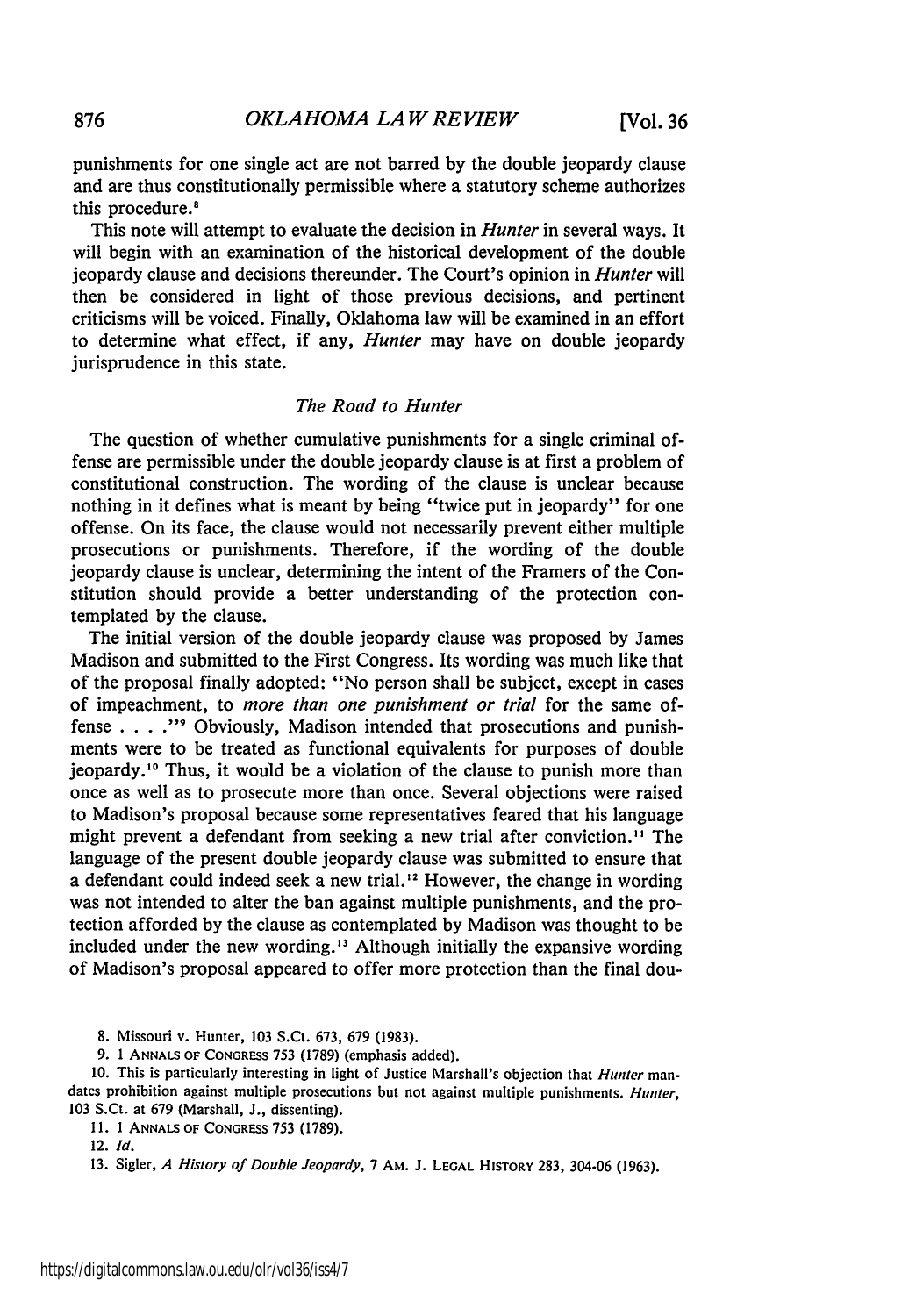punishments for one single act are not barred by the double jeopardy clause and are thus constitutionally permissible where a statutory scheme authorizes this procedure.[8]

This note will attempt to evaluate the decision in *Hunter* in several ways. It will begin with an examination of the historical development of the double jeopardy clause and decisions thereunder. The Court's opinion in *Hunter* will then be considered in light of those previous decisions, and pertinent criticisms will be voiced. Finally, Oklahoma law will be examined in an effort to determine what effect, if any, *Hunter* may have on double jeopardy jurisprudence in this state.

### *The Road to Hunter*

The question of whether cumulative punishments for a single criminal offense are permissible under the double jeopardy clause is at first a problem of constitutional construction. The wording of the clause is unclear because nothing in it defines what is meant by being "twice put in jeopardy" for one offense. On its face, the clause would not necessarily prevent either multiple prosecutions or punishments. Therefore, if the wording of the double jeopardy clause is unclear, determining the intent of the Framers of the Constitution should provide a better understanding of the protection contemplated by the clause.

The initial version of the double jeopardy clause was proposed by James Madison and submitted to the First Congress. Its wording was much like that of the proposal finally adopted: "No person shall be subject, except in cases of impeachment, to *more than one punishment or trial* for the same offense . . . ."[9] Obviously, Madison intended that prosecutions and punishments were to be treated as functional equivalents for purposes of double jeopardy.[10] Thus, it would be a violation of the clause to punish more than once as well as to prosecute more than once. Several objections were raised to Madison's proposal because some representatives feared that his language might prevent a defendant from seeking a new trial after conviction.[11] The language of the present double jeopardy clause was submitted to ensure that a defendant could indeed seek a new trial.[12] However, the change in wording was not intended to alter the ban against multiple punishments, and the protection afforded by the clause as contemplated by Madison was thought to be included under the new wording.[13] Although initially the expansive wording of Madison's proposal appeared to offer more protection than the final dou-

8. Missouri v. Hunter, 103 S.Ct. 673, 679 (1983).

9. 1 ANNALS OF CONGRESS 753 (1789) (emphasis added).

10. This is particularly interesting in light of Justice Marshall's objection that *Hunter* mandates prohibition against multiple prosecutions but not against multiple punishments. *Hunter*, 103 S.Ct. at 679 (Marshall, J., dissenting).

11. 1 ANNALS OF CONGRESS 753 (1789).

12. *Id.*

13. Sigler, *A History of Double Jeopardy*, 7 AM. J. LEGAL HISTORY 283, 304-06 (1963).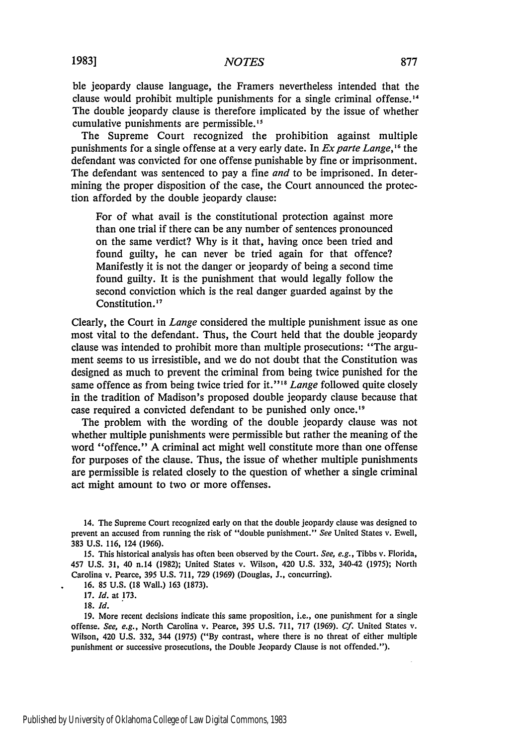ble jeopardy clause language, the Framers nevertheless intended that the clause would prohibit multiple punishments for a single criminal offense.[14] The double jeopardy clause is therefore implicated by the issue of whether cumulative punishments are permissible.[15]

The Supreme Court recognized the prohibition against multiple punishments for a single offense at a very early date. In *Ex parte Lange*,[16] the defendant was convicted for one offense punishable by fine or imprisonment. The defendant was sentenced to pay a fine *and* to be imprisoned. In determining the proper disposition of the case, the Court announced the protection afforded by the double jeopardy clause:

> For of what avail is the constitutional protection against more than one trial if there can be any number of sentences pronounced on the same verdict? Why is it that, having once been tried and found guilty, he can never be tried again for that offence? Manifestly it is not the danger or jeopardy of being a second time found guilty. It is the punishment that would legally follow the second conviction which is the real danger guarded against by the Constitution.[17]

Clearly, the Court in *Lange* considered the multiple punishment issue as one most vital to the defendant. Thus, the Court held that the double jeopardy clause was intended to prohibit more than multiple prosecutions: "The argument seems to us irresistible, and we do not doubt that the Constitution was designed as much to prevent the criminal from being twice punished for the same offence as from being twice tried for it."[18] *Lange* followed quite closely in the tradition of Madison's proposed double jeopardy clause because that case required a convicted defendant to be punished only once.[19]

The problem with the wording of the double jeopardy clause was not whether multiple punishments were permissible but rather the meaning of the word "offence." A criminal act might well constitute more than one offense for purposes of the clause. Thus, the issue of whether multiple punishments are permissible is related closely to the question of whether a single criminal act might amount to two or more offenses.

---

14. The Supreme Court recognized early on that the double jeopardy clause was designed to prevent an accused from running the risk of "double punishment." *See* United States v. Ewell, 383 U.S. 116, 124 (1966).

15. This historical analysis has often been observed by the Court. *See, e.g.*, Tibbs v. Florida, 457 U.S. 31, 40 n.14 (1982); United States v. Wilson, 420 U.S. 332, 340-42 (1975); North Carolina v. Pearce, 395 U.S. 711, 729 (1969) (Douglas, J., concurring).

16. 85 U.S. (18 Wall.) 163 (1873).

17. *Id.* at 173.

18. *Id.*

19. More recent decisions indicate this same proposition, i.e., one punishment for a single offense. *See, e.g.*, North Carolina v. Pearce, 395 U.S. 711, 717 (1969). *Cf.* United States v. Wilson, 420 U.S. 332, 344 (1975) ("By contrast, where there is no threat of either multiple punishment or successive prosecutions, the Double Jeopardy Clause is not offended.").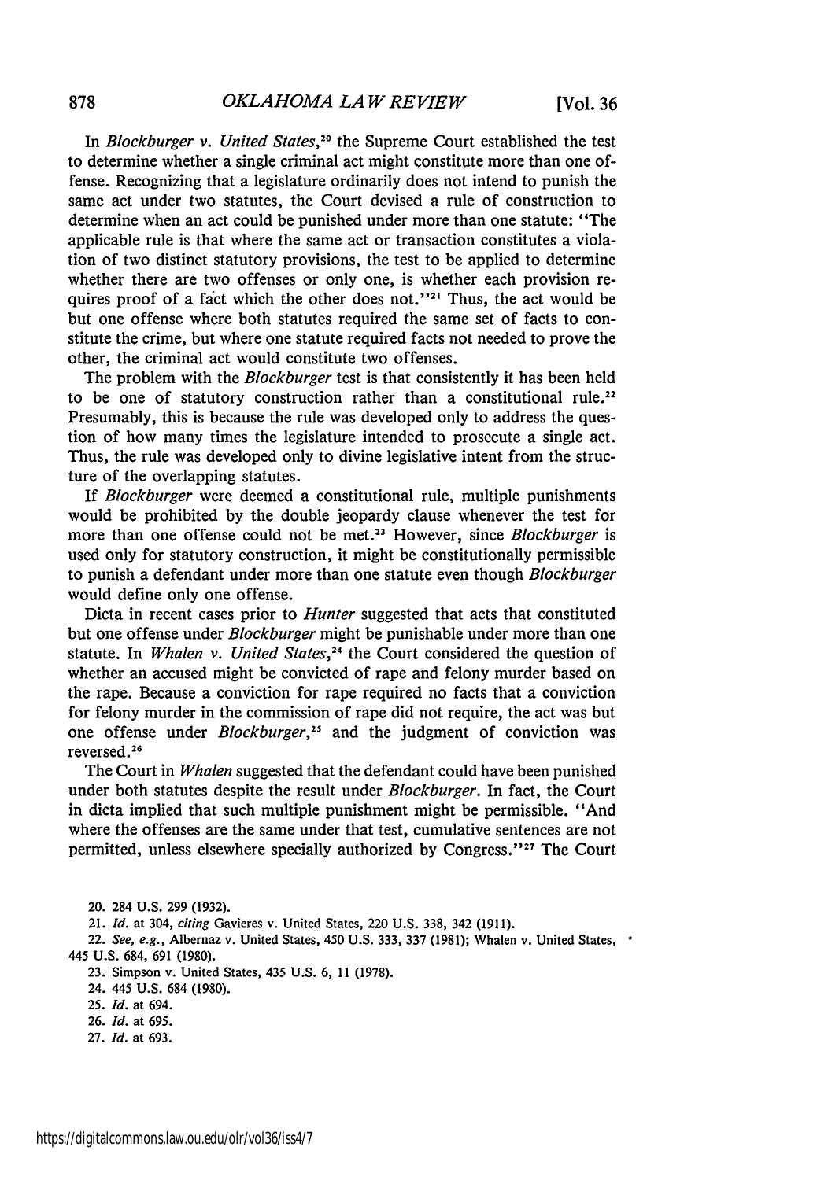In *Blockburger v. United States*,[20] the Supreme Court established the test to determine whether a single criminal act might constitute more than one offense. Recognizing that a legislature ordinarily does not intend to punish the same act under two statutes, the Court devised a rule of construction to determine when an act could be punished under more than one statute: "The applicable rule is that where the same act or transaction constitutes a violation of two distinct statutory provisions, the test to be applied to determine whether there are two offenses or only one, is whether each provision requires proof of a fact which the other does not."[21] Thus, the act would be but one offense where both statutes required the same set of facts to constitute the crime, but where one statute required facts not needed to prove the other, the criminal act would constitute two offenses.

The problem with the *Blockburger* test is that consistently it has been held to be one of statutory construction rather than a constitutional rule.[22] Presumably, this is because the rule was developed only to address the question of how many times the legislature intended to prosecute a single act. Thus, the rule was developed only to divine legislative intent from the structure of the overlapping statutes.

If *Blockburger* were deemed a constitutional rule, multiple punishments would be prohibited by the double jeopardy clause whenever the test for more than one offense could not be met.[23] However, since *Blockburger* is used only for statutory construction, it might be constitutionally permissible to punish a defendant under more than one statute even though *Blockburger* would define only one offense.

Dicta in recent cases prior to *Hunter* suggested that acts that constituted but one offense under *Blockburger* might be punishable under more than one statute. In *Whalen v. United States*,[24] the Court considered the question of whether an accused might be convicted of rape and felony murder based on the rape. Because a conviction for rape required no facts that a conviction for felony murder in the commission of rape did not require, the act was but one offense under *Blockburger*,[25] and the judgment of conviction was reversed.[26]

The Court in *Whalen* suggested that the defendant could have been punished under both statutes despite the result under *Blockburger*. In fact, the Court in dicta implied that such multiple punishment might be permissible. "And where the offenses are the same under that test, cumulative sentences are not permitted, unless elsewhere specially authorized by Congress."[27] The Court

20. 284 U.S. 299 (1932).

21. *Id.* at 304, *citing* Gavieres v. United States, 220 U.S. 338, 342 (1911).

22. *See, e.g.*, Albernaz v. United States, 450 U.S. 333, 337 (1981); Whalen v. United States, 445 U.S. 684, 691 (1980).

23. Simpson v. United States, 435 U.S. 6, 11 (1978).

24. 445 U.S. 684 (1980).

25. *Id.* at 694.

26. *Id.* at 695.

27. *Id.* at 693.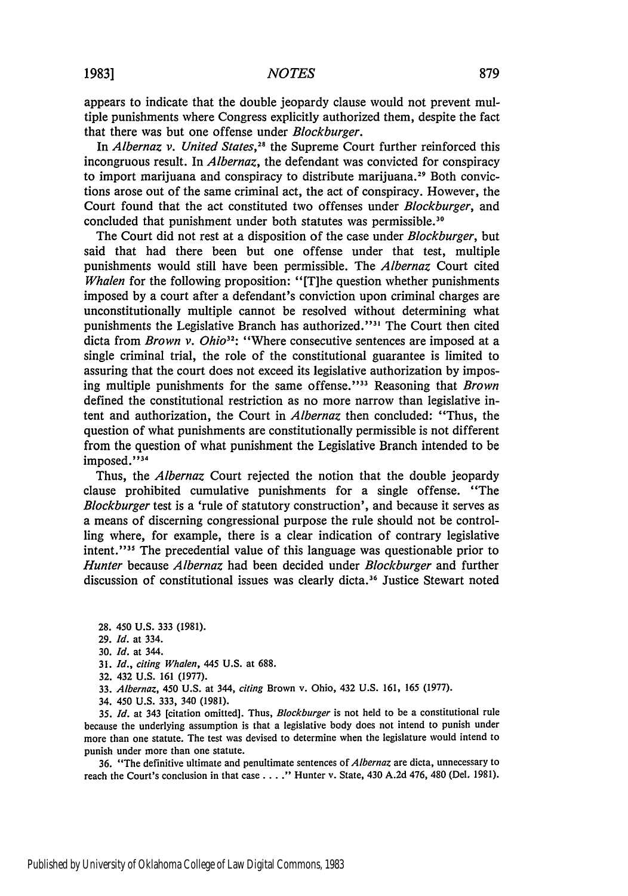appears to indicate that the double jeopardy clause would not prevent multiple punishments where Congress explicitly authorized them, despite the fact that there was but one offense under *Blockburger*.

In *Albernaz v. United States*,[28] the Supreme Court further reinforced this incongruous result. In *Albernaz*, the defendant was convicted for conspiracy to import marijuana and conspiracy to distribute marijuana.[29] Both convictions arose out of the same criminal act, the act of conspiracy. However, the Court found that the act constituted two offenses under *Blockburger*, and concluded that punishment under both statutes was permissible.[30]

The Court did not rest at a disposition of the case under *Blockburger*, but said that had there been but one offense under that test, multiple punishments would still have been permissible. The *Albernaz* Court cited *Whalen* for the following proposition: "[T]he question whether punishments imposed by a court after a defendant's conviction upon criminal charges are unconstitutionally multiple cannot be resolved without determining what punishments the Legislative Branch has authorized."[31] The Court then cited dicta from *Brown v. Ohio*[32]: "Where consecutive sentences are imposed at a single criminal trial, the role of the constitutional guarantee is limited to assuring that the court does not exceed its legislative authorization by imposing multiple punishments for the same offense."[33] Reasoning that *Brown* defined the constitutional restriction as no more narrow than legislative intent and authorization, the Court in *Albernaz* then concluded: "Thus, the question of what punishments are constitutionally permissible is not different from the question of what punishment the Legislative Branch intended to be imposed."[34]

Thus, the *Albernaz* Court rejected the notion that the double jeopardy clause prohibited cumulative punishments for a single offense. "The *Blockburger* test is a 'rule of statutory construction', and because it serves as a means of discerning congressional purpose the rule should not be controlling where, for example, there is a clear indication of contrary legislative intent."[35] The precedential value of this language was questionable prior to *Hunter* because *Albernaz* had been decided under *Blockburger* and further discussion of constitutional issues was clearly dicta.[36] Justice Stewart noted

28. 450 U.S. 333 (1981).

29. *Id.* at 334.

30. *Id.* at 344.

31. *Id.*, *citing Whalen*, 445 U.S. at 688.

32. 432 U.S. 161 (1977).

33. *Albernaz*, 450 U.S. at 344, *citing* Brown v. Ohio, 432 U.S. 161, 165 (1977).

34. 450 U.S. 333, 340 (1981).

35. *Id.* at 343 [citation omitted]. Thus, *Blockburger* is not held to be a constitutional rule because the underlying assumption is that a legislative body does not intend to punish under more than one statute. The test was devised to determine when the legislature would intend to punish under more than one statute.

36. "The definitive ultimate and penultimate sentences of *Albernaz* are dicta, unnecessary to reach the Court's conclusion in that case . . . ." Hunter v. State, 430 A.2d 476, 480 (Del. 1981).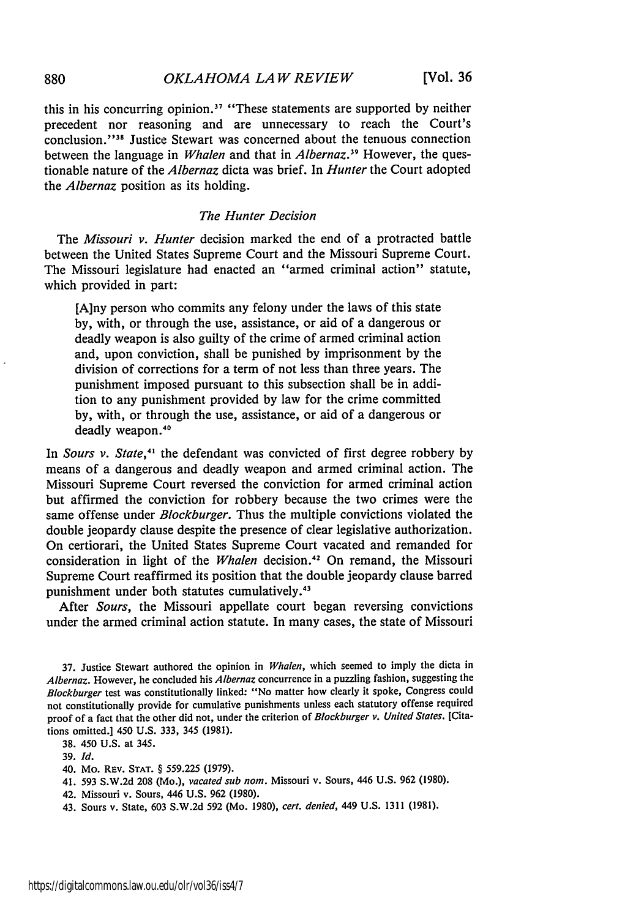this in his concurring opinion.[37] "These statements are supported by neither precedent nor reasoning and are unnecessary to reach the Court's conclusion."[38] Justice Stewart was concerned about the tenuous connection between the language in *Whalen* and that in *Albernaz*.[39] However, the questionable nature of the *Albernaz* dicta was brief. In *Hunter* the Court adopted the *Albernaz* position as its holding.

### *The Hunter Decision*

The *Missouri v. Hunter* decision marked the end of a protracted battle between the United States Supreme Court and the Missouri Supreme Court. The Missouri legislature had enacted an "armed criminal action" statute, which provided in part:

> [A]ny person who commits any felony under the laws of this state by, with, or through the use, assistance, or aid of a dangerous or deadly weapon is also guilty of the crime of armed criminal action and, upon conviction, shall be punished by imprisonment by the division of corrections for a term of not less than three years. The punishment imposed pursuant to this subsection shall be in addition to any punishment provided by law for the crime committed by, with, or through the use, assistance, or aid of a dangerous or deadly weapon.[40]

In *Sours v. State*,[41] the defendant was convicted of first degree robbery by means of a dangerous and deadly weapon and armed criminal action. The Missouri Supreme Court reversed the conviction for armed criminal action but affirmed the conviction for robbery because the two crimes were the same offense under *Blockburger*. Thus the multiple convictions violated the double jeopardy clause despite the presence of clear legislative authorization. On certiorari, the United States Supreme Court vacated and remanded for consideration in light of the *Whalen* decision.[42] On remand, the Missouri Supreme Court reaffirmed its position that the double jeopardy clause barred punishment under both statutes cumulatively.[43]

After *Sours*, the Missouri appellate court began reversing convictions under the armed criminal action statute. In many cases, the state of Missouri

---

37. Justice Stewart authored the opinion in *Whalen*, which seemed to imply the dicta in *Albernaz*. However, he concluded his *Albernaz* concurrence in a puzzling fashion, suggesting the *Blockburger* test was constitutionally linked: "No matter how clearly it spoke, Congress could not constitutionally provide for cumulative punishments unless each statutory offense required proof of a fact that the other did not, under the criterion of *Blockburger v. United States*. [Citations omitted.] 450 U.S. 333, 345 (1981).

38. 450 U.S. at 345.

39. *Id.*

40. Mo. Rev. Stat. § 559.225 (1979).

41. 593 S.W.2d 208 (Mo.), *vacated sub nom.* Missouri v. Sours, 446 U.S. 962 (1980).

42. Missouri v. Sours, 446 U.S. 962 (1980).

43. Sours v. State, 603 S.W.2d 592 (Mo. 1980), *cert. denied*, 449 U.S. 1311 (1981).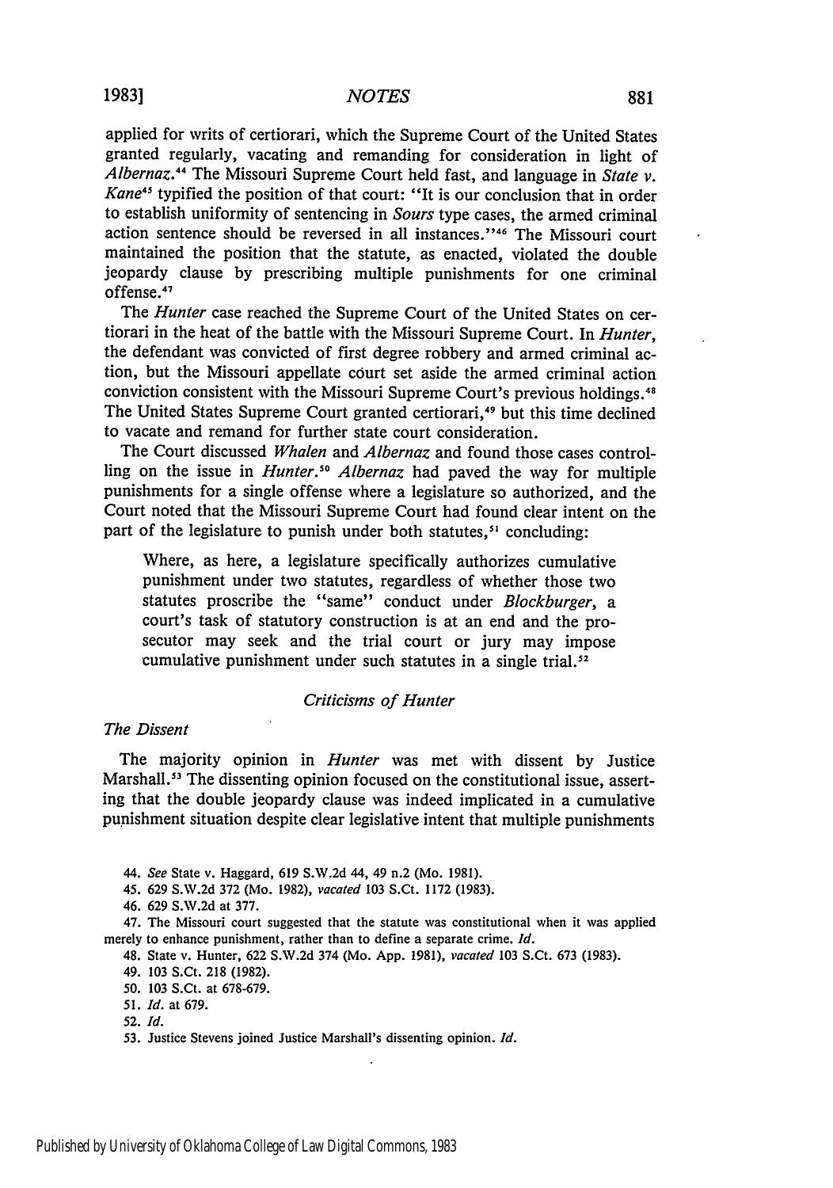applied for writs of certiorari, which the Supreme Court of the United States granted regularly, vacating and remanding for consideration in light of *Albernaz*.[44] The Missouri Supreme Court held fast, and language in *State v. Kane*[45] typified the position of that court: "It is our conclusion that in order to establish uniformity of sentencing in *Sours* type cases, the armed criminal action sentence should be reversed in all instances."[46] The Missouri court maintained the position that the statute, as enacted, violated the double jeopardy clause by prescribing multiple punishments for one criminal offense.[47]

The *Hunter* case reached the Supreme Court of the United States on certiorari in the heat of the battle with the Missouri Supreme Court. In *Hunter*, the defendant was convicted of first degree robbery and armed criminal action, but the Missouri appellate court set aside the armed criminal action conviction consistent with the Missouri Supreme Court's previous holdings.[48] The United States Supreme Court granted certiorari,[49] but this time declined to vacate and remand for further state court consideration.

The Court discussed *Whalen* and *Albernaz* and found those cases controlling on the issue in *Hunter*.[50] *Albernaz* had paved the way for multiple punishments for a single offense where a legislature so authorized, and the Court noted that the Missouri Supreme Court had found clear intent on the part of the legislature to punish under both statutes,[51] concluding:

> Where, as here, a legislature specifically authorizes cumulative punishment under two statutes, regardless of whether those two statutes proscribe the "same" conduct under *Blockburger*, a court's task of statutory construction is at an end and the prosecutor may seek and the trial court or jury may impose cumulative punishment under such statutes in a single trial.[52]

### *Criticisms of Hunter*

#### *The Dissent*

The majority opinion in *Hunter* was met with dissent by Justice Marshall.[53] The dissenting opinion focused on the constitutional issue, asserting that the double jeopardy clause was indeed implicated in a cumulative punishment situation despite clear legislative intent that multiple punishments

44. *See* State v. Haggard, 619 S.W.2d 44, 49 n.2 (Mo. 1981).

45. 629 S.W.2d 372 (Mo. 1982), *vacated* 103 S.Ct. 1172 (1983).

46. 629 S.W.2d at 377.

47. The Missouri court suggested that the statute was constitutional when it was applied merely to enhance punishment, rather than to define a separate crime. *Id.*

48. State v. Hunter, 622 S.W.2d 374 (Mo. App. 1981), *vacated* 103 S.Ct. 673 (1983).

49. 103 S.Ct. 218 (1982).

50. 103 S.Ct. at 678-679.

51. *Id.* at 679.

52. *Id.*

53. Justice Stevens joined Justice Marshall's dissenting opinion. *Id.*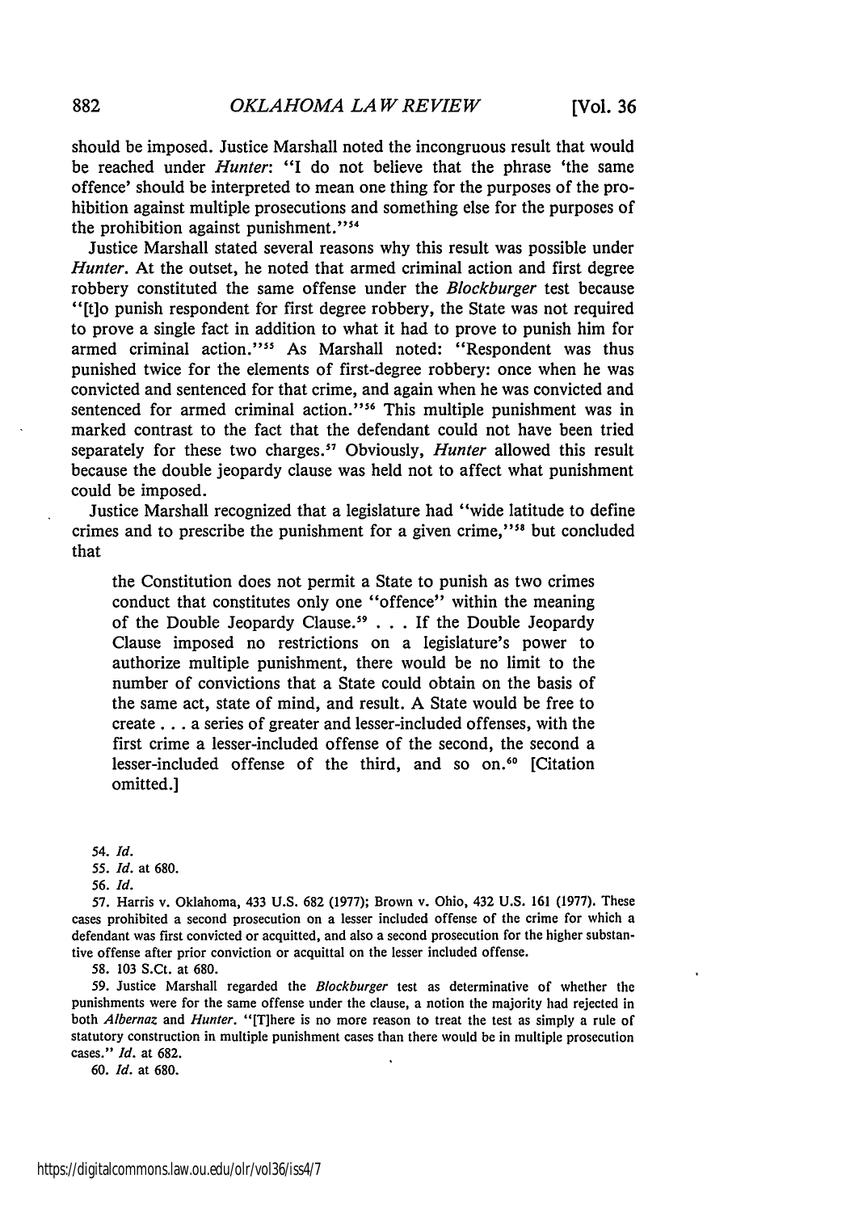should be imposed. Justice Marshall noted the incongruous result that would be reached under *Hunter*: "I do not believe that the phrase 'the same offence' should be interpreted to mean one thing for the purposes of the prohibition against multiple prosecutions and something else for the purposes of the prohibition against punishment."[54]

Justice Marshall stated several reasons why this result was possible under *Hunter*. At the outset, he noted that armed criminal action and first degree robbery constituted the same offense under the *Blockburger* test because "[t]o punish respondent for first degree robbery, the State was not required to prove a single fact in addition to what it had to prove to punish him for armed criminal action."[55] As Marshall noted: "Respondent was thus punished twice for the elements of first-degree robbery: once when he was convicted and sentenced for that crime, and again when he was convicted and sentenced for armed criminal action."[56] This multiple punishment was in marked contrast to the fact that the defendant could not have been tried separately for these two charges.[57] Obviously, *Hunter* allowed this result because the double jeopardy clause was held not to affect what punishment could be imposed.

Justice Marshall recognized that a legislature had "wide latitude to define crimes and to prescribe the punishment for a given crime,"[58] but concluded that

> the Constitution does not permit a State to punish as two crimes conduct that constitutes only one "offence" within the meaning of the Double Jeopardy Clause.[59] . . . If the Double Jeopardy Clause imposed no restrictions on a legislature's power to authorize multiple punishment, there would be no limit to the number of convictions that a State could obtain on the basis of the same act, state of mind, and result. A State would be free to create . . . a series of greater and lesser-included offenses, with the first crime a lesser-included offense of the second, the second a lesser-included offense of the third, and so on.[60] [Citation omitted.]

54. *Id.*

55. *Id.* at 680.

56. *Id.*

57. Harris v. Oklahoma, 433 U.S. 682 (1977); Brown v. Ohio, 432 U.S. 161 (1977). These cases prohibited a second prosecution on a lesser included offense of the crime for which a defendant was first convicted or acquitted, and also a second prosecution for the higher substantive offense after prior conviction or acquittal on the lesser included offense.

58. 103 S.Ct. at 680.

59. Justice Marshall regarded the *Blockburger* test as determinative of whether the punishments were for the same offense under the clause, a notion the majority had rejected in both *Albernaz* and *Hunter*. "[T]here is no more reason to treat the test as simply a rule of statutory construction in multiple punishment cases than there would be in multiple prosecution cases." *Id.* at 682.

60. *Id.* at 680.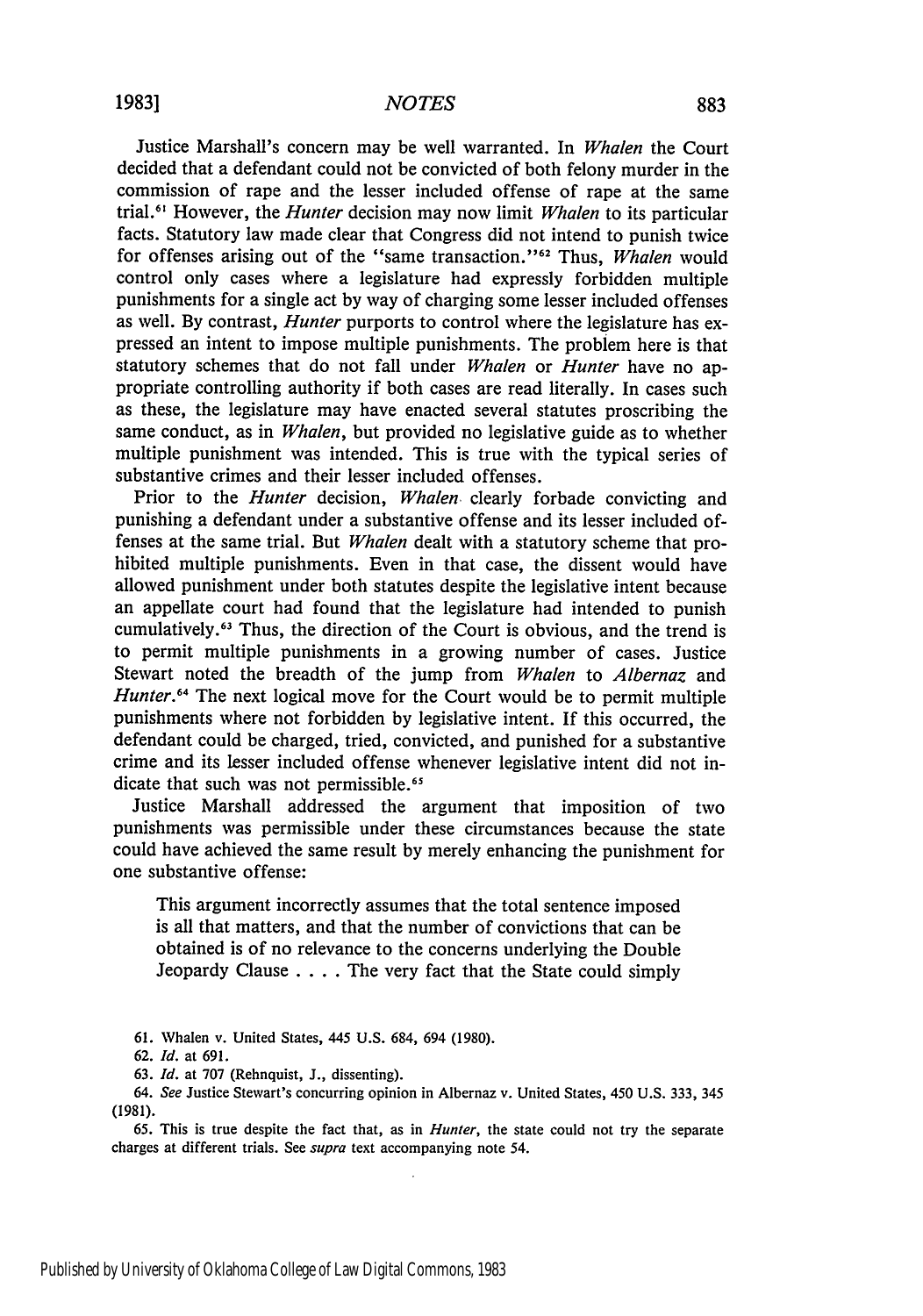Justice Marshall's concern may be well warranted. In *Whalen* the Court decided that a defendant could not be convicted of both felony murder in the commission of rape and the lesser included offense of rape at the same trial.[61] However, the *Hunter* decision may now limit *Whalen* to its particular facts. Statutory law made clear that Congress did not intend to punish twice for offenses arising out of the "same transaction."[62] Thus, *Whalen* would control only cases where a legislature had expressly forbidden multiple punishments for a single act by way of charging some lesser included offenses as well. By contrast, *Hunter* purports to control where the legislature has expressed an intent to impose multiple punishments. The problem here is that statutory schemes that do not fall under *Whalen* or *Hunter* have no appropriate controlling authority if both cases are read literally. In cases such as these, the legislature may have enacted several statutes proscribing the same conduct, as in *Whalen*, but provided no legislative guide as to whether multiple punishment was intended. This is true with the typical series of substantive crimes and their lesser included offenses.

Prior to the *Hunter* decision, *Whalen* clearly forbade convicting and punishing a defendant under a substantive offense and its lesser included offenses at the same trial. But *Whalen* dealt with a statutory scheme that prohibited multiple punishments. Even in that case, the dissent would have allowed punishment under both statutes despite the legislative intent because an appellate court had found that the legislature had intended to punish cumulatively.[63] Thus, the direction of the Court is obvious, and the trend is to permit multiple punishments in a growing number of cases. Justice Stewart noted the breadth of the jump from *Whalen* to *Albernaz* and *Hunter*.[64] The next logical move for the Court would be to permit multiple punishments where not forbidden by legislative intent. If this occurred, the defendant could be charged, tried, convicted, and punished for a substantive crime and its lesser included offense whenever legislative intent did not indicate that such was not permissible.[65]

Justice Marshall addressed the argument that imposition of two punishments was permissible under these circumstances because the state could have achieved the same result by merely enhancing the punishment for one substantive offense:

> This argument incorrectly assumes that the total sentence imposed is all that matters, and that the number of convictions that can be obtained is of no relevance to the concerns underlying the Double Jeopardy Clause . . . . The very fact that the State could simply

61. Whalen v. United States, 445 U.S. 684, 694 (1980).

62. *Id.* at 691.

63. *Id.* at 707 (Rehnquist, J., dissenting).

64. *See* Justice Stewart's concurring opinion in Albernaz v. United States, 450 U.S. 333, 345 (1981).

65. This is true despite the fact that, as in *Hunter*, the state could not try the separate charges at different trials. See *supra* text accompanying note 54.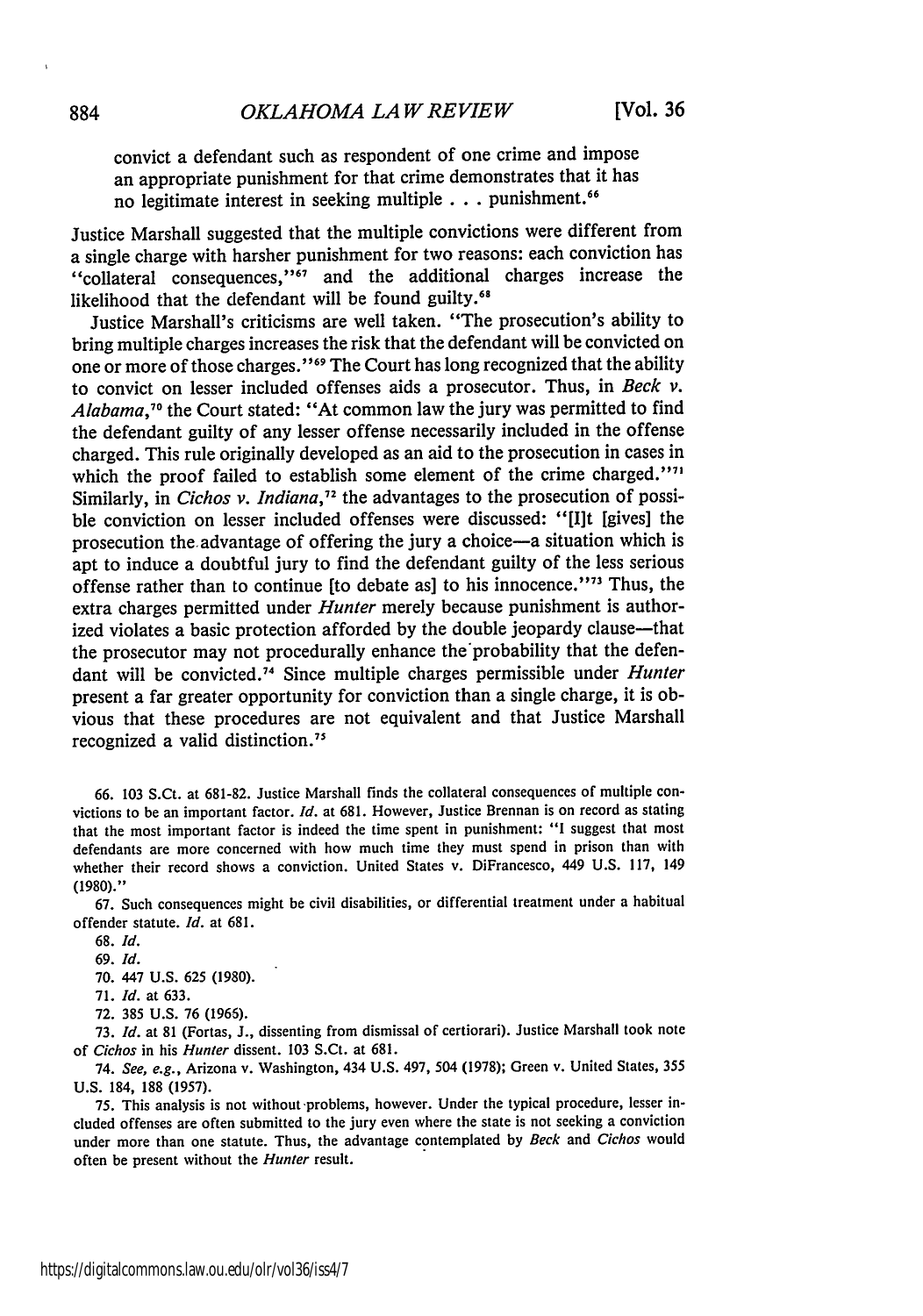> convict a defendant such as respondent of one crime and impose an appropriate punishment for that crime demonstrates that it has no legitimate interest in seeking multiple . . . punishment.[66]

Justice Marshall suggested that the multiple convictions were different from a single charge with harsher punishment for two reasons: each conviction has "collateral consequences,"[67] and the additional charges increase the likelihood that the defendant will be found guilty.[68]

Justice Marshall's criticisms are well taken. "The prosecution's ability to bring multiple charges increases the risk that the defendant will be convicted on one or more of those charges."[69] The Court has long recognized that the ability to convict on lesser included offenses aids a prosecutor. Thus, in *Beck v. Alabama*,[70] the Court stated: "At common law the jury was permitted to find the defendant guilty of any lesser offense necessarily included in the offense charged. This rule originally developed as an aid to the prosecution in cases in which the proof failed to establish some element of the crime charged."[71] Similarly, in *Cichos v. Indiana*,[72] the advantages to the prosecution of possible conviction on lesser included offenses were discussed: "[I]t [gives] the prosecution the advantage of offering the jury a choice—a situation which is apt to induce a doubtful jury to find the defendant guilty of the less serious offense rather than to continue [to debate as] to his innocence."[73] Thus, the extra charges permitted under *Hunter* merely because punishment is authorized violates a basic protection afforded by the double jeopardy clause—that the prosecutor may not procedurally enhance the probability that the defendant will be convicted.[74] Since multiple charges permissible under *Hunter* present a far greater opportunity for conviction than a single charge, it is obvious that these procedures are not equivalent and that Justice Marshall recognized a valid distinction.[75]

---

66. 103 S.Ct. at 681-82. Justice Marshall finds the collateral consequences of multiple convictions to be an important factor. *Id.* at 681. However, Justice Brennan is on record as stating that the most important factor is indeed the time spent in punishment: "I suggest that most defendants are more concerned with how much time they must spend in prison than with whether their record shows a conviction. United States v. DiFrancesco, 449 U.S. 117, 149 (1980)."

67. Such consequences might be civil disabilities, or differential treatment under a habitual offender statute. *Id.* at 681.

68. *Id.*

69. *Id.*

70. 447 U.S. 625 (1980).

71. *Id.* at 633.

72. 385 U.S. 76 (1965).

73. *Id.* at 81 (Fortas, J., dissenting from dismissal of certiorari). Justice Marshall took note of *Cichos* in his *Hunter* dissent. 103 S.Ct. at 681.

74. *See, e.g.*, Arizona v. Washington, 434 U.S. 497, 504 (1978); Green v. United States, 355 U.S. 184, 188 (1957).

75. This analysis is not without problems, however. Under the typical procedure, lesser included offenses are often submitted to the jury even where the state is not seeking a conviction under more than one statute. Thus, the advantage contemplated by *Beck* and *Cichos* would often be present without the *Hunter* result.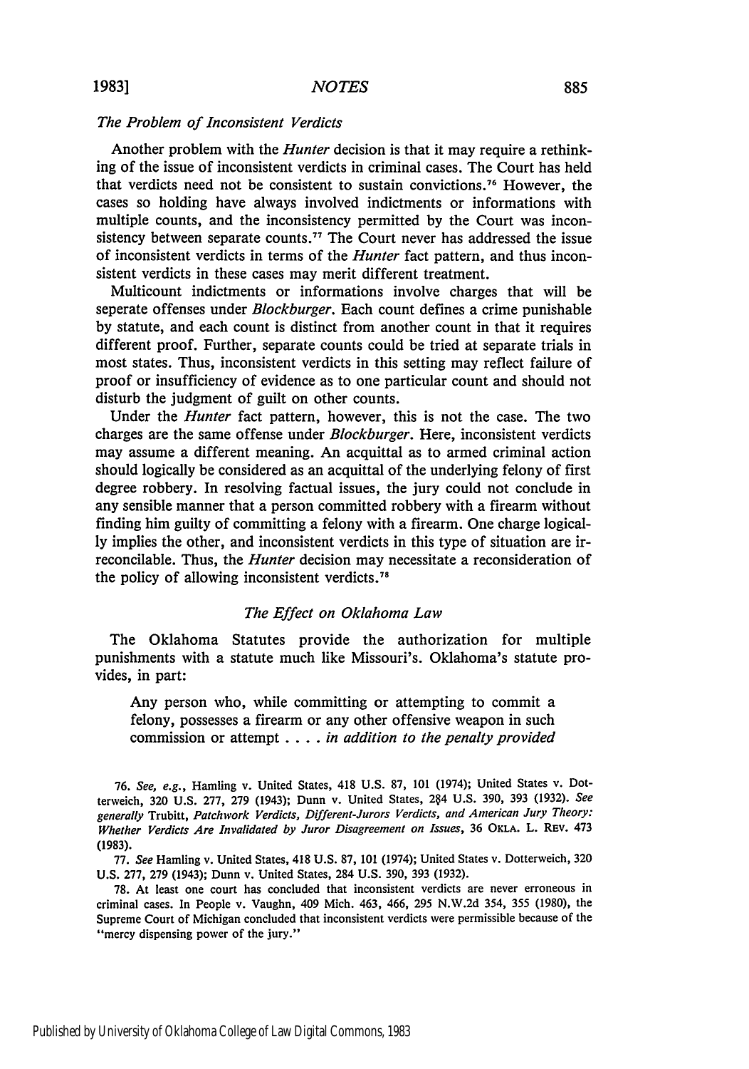*The Problem of Inconsistent Verdicts*

Another problem with the *Hunter* decision is that it may require a rethinking of the issue of inconsistent verdicts in criminal cases. The Court has held that verdicts need not be consistent to sustain convictions.[76] However, the cases so holding have always involved indictments or informations with multiple counts, and the inconsistency permitted by the Court was inconsistency between separate counts.[77] The Court never has addressed the issue of inconsistent verdicts in terms of the *Hunter* fact pattern, and thus inconsistent verdicts in these cases may merit different treatment.

Multicount indictments or informations involve charges that will be seperate offenses under *Blockburger*. Each count defines a crime punishable by statute, and each count is distinct from another count in that it requires different proof. Further, separate counts could be tried at separate trials in most states. Thus, inconsistent verdicts in this setting may reflect failure of proof or insufficiency of evidence as to one particular count and should not disturb the judgment of guilt on other counts.

Under the *Hunter* fact pattern, however, this is not the case. The two charges are the same offense under *Blockburger*. Here, inconsistent verdicts may assume a different meaning. An acquittal as to armed criminal action should logically be considered as an acquittal of the underlying felony of first degree robbery. In resolving factual issues, the jury could not conclude in any sensible manner that a person committed robbery with a firearm without finding him guilty of committing a felony with a firearm. One charge logically implies the other, and inconsistent verdicts in this type of situation are irreconcilable. Thus, the *Hunter* decision may necessitate a reconsideration of the policy of allowing inconsistent verdicts.[78]

### *The Effect on Oklahoma Law*

The Oklahoma Statutes provide the authorization for multiple punishments with a statute much like Missouri's. Oklahoma's statute provides, in part:

> Any person who, while committing or attempting to commit a felony, possesses a firearm or any other offensive weapon in such commission or attempt . . . . *in addition to the penalty provided*

---

76. *See, e.g.*, Hamling v. United States, 418 U.S. 87, 101 (1974); United States v. Dotterweich, 320 U.S. 277, 279 (1943); Dunn v. United States, 284 U.S. 390, 393 (1932). *See generally* Trubitt, *Patchwork Verdicts, Different-Jurors Verdicts, and American Jury Theory: Whether Verdicts Are Invalidated by Juror Disagreement on Issues*, 36 OKLA. L. REV. 473 (1983).

77. *See* Hamling v. United States, 418 U.S. 87, 101 (1974); United States v. Dotterweich, 320 U.S. 277, 279 (1943); Dunn v. United States, 284 U.S. 390, 393 (1932).

78. At least one court has concluded that inconsistent verdicts are never erroneous in criminal cases. In People v. Vaughn, 409 Mich. 463, 466, 295 N.W.2d 354, 355 (1980), the Supreme Court of Michigan concluded that inconsistent verdicts were permissible because of the "mercy dispensing power of the jury."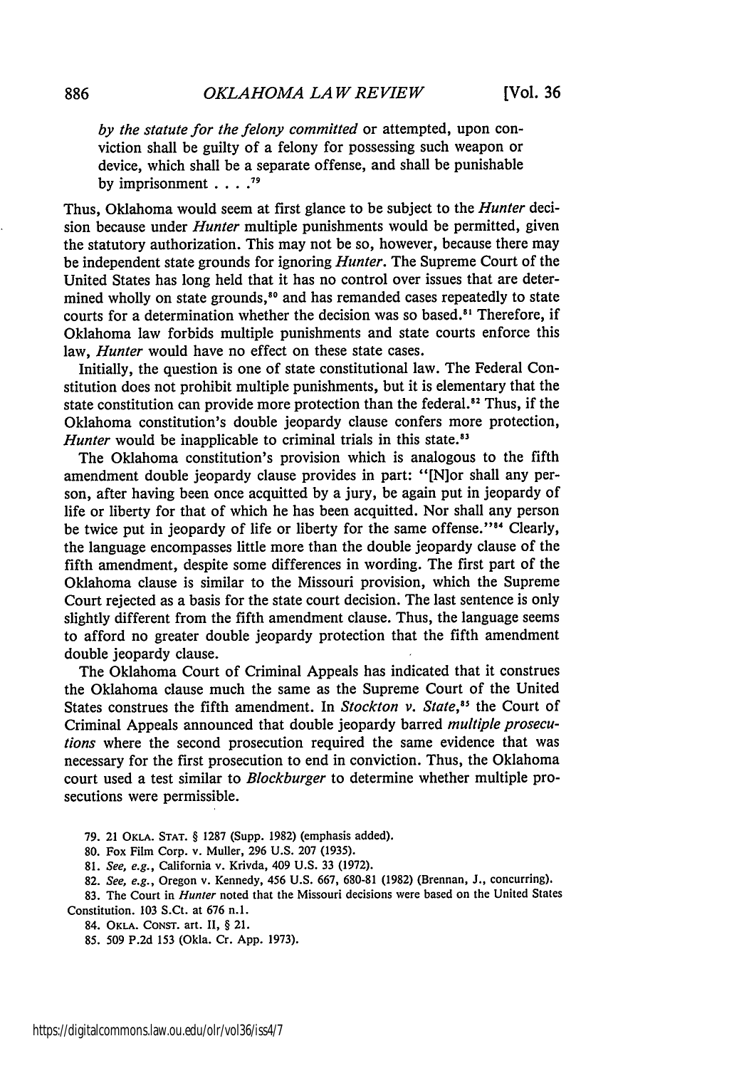*by the statute for the felony committed* or attempted, upon conviction shall be guilty of a felony for possessing such weapon or device, which shall be a separate offense, and shall be punishable by imprisonment . . . .[79]

Thus, Oklahoma would seem at first glance to be subject to the *Hunter* decision because under *Hunter* multiple punishments would be permitted, given the statutory authorization. This may not be so, however, because there may be independent state grounds for ignoring *Hunter*. The Supreme Court of the United States has long held that it has no control over issues that are determined wholly on state grounds,[80] and has remanded cases repeatedly to state courts for a determination whether the decision was so based.[81] Therefore, if Oklahoma law forbids multiple punishments and state courts enforce this law, *Hunter* would have no effect on these state cases.

Initially, the question is one of state constitutional law. The Federal Constitution does not prohibit multiple punishments, but it is elementary that the state constitution can provide more protection than the federal.[82] Thus, if the Oklahoma constitution's double jeopardy clause confers more protection, *Hunter* would be inapplicable to criminal trials in this state.[83]

The Oklahoma constitution's provision which is analogous to the fifth amendment double jeopardy clause provides in part: "[N]or shall any person, after having been once acquitted by a jury, be again put in jeopardy of life or liberty for that of which he has been acquitted. Nor shall any person be twice put in jeopardy of life or liberty for the same offense."[84] Clearly, the language encompasses little more than the double jeopardy clause of the fifth amendment, despite some differences in wording. The first part of the Oklahoma clause is similar to the Missouri provision, which the Supreme Court rejected as a basis for the state court decision. The last sentence is only slightly different from the fifth amendment clause. Thus, the language seems to afford no greater double jeopardy protection that the fifth amendment double jeopardy clause.

The Oklahoma Court of Criminal Appeals has indicated that it construes the Oklahoma clause much the same as the Supreme Court of the United States construes the fifth amendment. In *Stockton v. State*,[85] the Court of Criminal Appeals announced that double jeopardy barred *multiple prosecutions* where the second prosecution required the same evidence that was necessary for the first prosecution to end in conviction. Thus, the Oklahoma court used a test similar to *Blockburger* to determine whether multiple prosecutions were permissible.

79. 21 OKLA. STAT. § 1287 (Supp. 1982) (emphasis added).

80. Fox Film Corp. v. Muller, 296 U.S. 207 (1935).

81. *See, e.g.*, California v. Krivda, 409 U.S. 33 (1972).

82. *See, e.g.*, Oregon v. Kennedy, 456 U.S. 667, 680-81 (1982) (Brennan, J., concurring).

83. The Court in *Hunter* noted that the Missouri decisions were based on the United States Constitution. 103 S.Ct. at 676 n.1.

84. OKLA. CONST. art. II, § 21.

85. 509 P.2d 153 (Okla. Cr. App. 1973).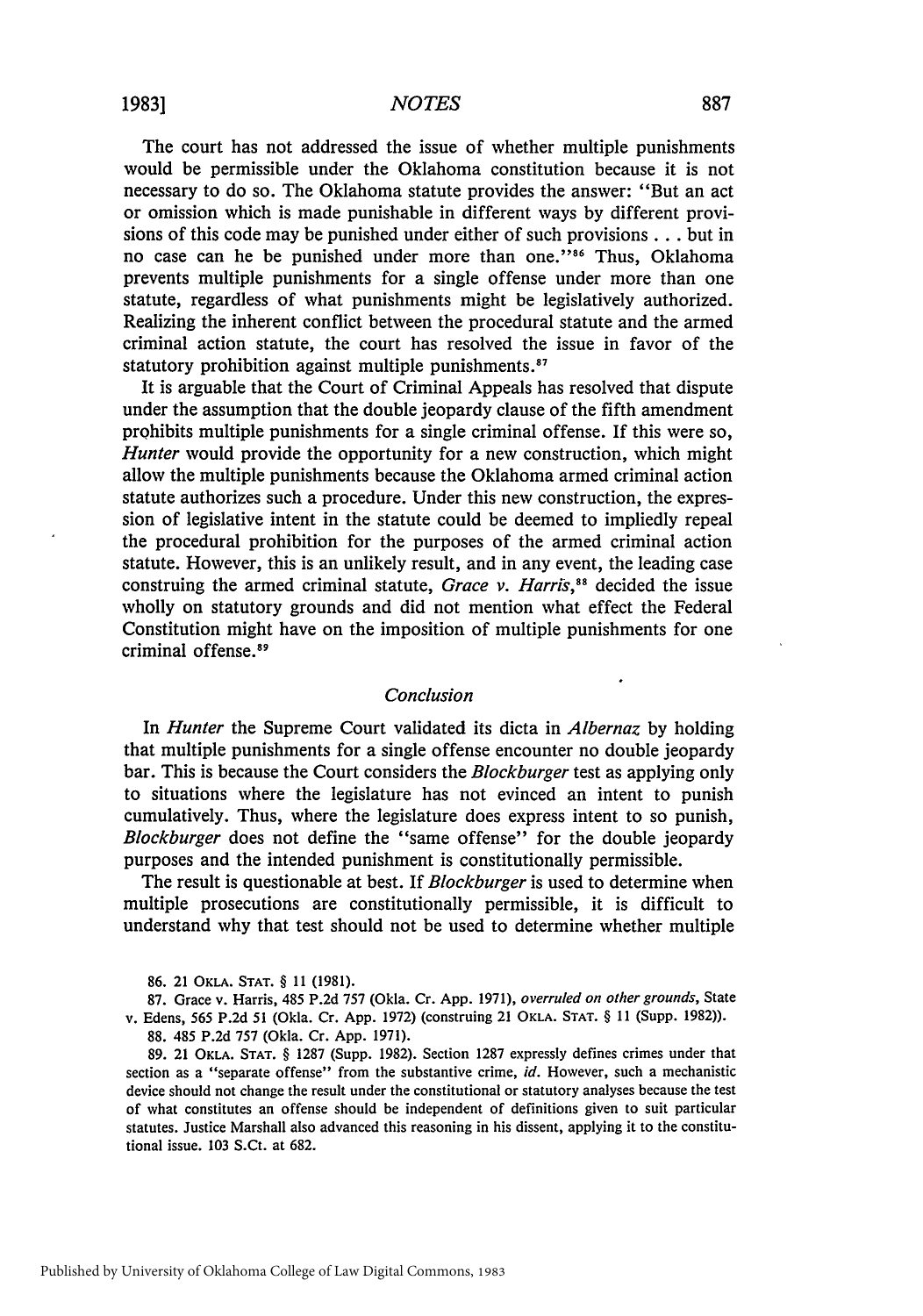The court has not addressed the issue of whether multiple punishments would be permissible under the Oklahoma constitution because it is not necessary to do so. The Oklahoma statute provides the answer: "But an act or omission which is made punishable in different ways by different provisions of this code may be punished under either of such provisions . . . but in no case can he be punished under more than one."[86] Thus, Oklahoma prevents multiple punishments for a single offense under more than one statute, regardless of what punishments might be legislatively authorized. Realizing the inherent conflict between the procedural statute and the armed criminal action statute, the court has resolved the issue in favor of the statutory prohibition against multiple punishments.[87]

It is arguable that the Court of Criminal Appeals has resolved that dispute under the assumption that the double jeopardy clause of the fifth amendment prohibits multiple punishments for a single criminal offense. If this were so, *Hunter* would provide the opportunity for a new construction, which might allow the multiple punishments because the Oklahoma armed criminal action statute authorizes such a procedure. Under this new construction, the expression of legislative intent in the statute could be deemed to impliedly repeal the procedural prohibition for the purposes of the armed criminal action statute. However, this is an unlikely result, and in any event, the leading case construing the armed criminal statute, *Grace v. Harris*,[88] decided the issue wholly on statutory grounds and did not mention what effect the Federal Constitution might have on the imposition of multiple punishments for one criminal offense.[89]

## *Conclusion*

In *Hunter* the Supreme Court validated its dicta in *Albernaz* by holding that multiple punishments for a single offense encounter no double jeopardy bar. This is because the Court considers the *Blockburger* test as applying only to situations where the legislature has not evinced an intent to punish cumulatively. Thus, where the legislature does express intent to so punish, *Blockburger* does not define the "same offense" for the double jeopardy purposes and the intended punishment is constitutionally permissible.

The result is questionable at best. If *Blockburger* is used to determine when multiple prosecutions are constitutionally permissible, it is difficult to understand why that test should not be used to determine whether multiple

86. 21 OKLA. STAT. § 11 (1981).

87. Grace v. Harris, 485 P.2d 757 (Okla. Cr. App. 1971), *overruled on other grounds*, State v. Edens, 565 P.2d 51 (Okla. Cr. App. 1972) (construing 21 OKLA. STAT. § 11 (Supp. 1982)).

88. 485 P.2d 757 (Okla. Cr. App. 1971).

89. 21 OKLA. STAT. § 1287 (Supp. 1982). Section 1287 expressly defines crimes under that section as a "separate offense" from the substantive crime, *id*. However, such a mechanistic device should not change the result under the constitutional or statutory analyses because the test of what constitutes an offense should be independent of definitions given to suit particular statutes. Justice Marshall also advanced this reasoning in his dissent, applying it to the constitutional issue. 103 S.Ct. at 682.